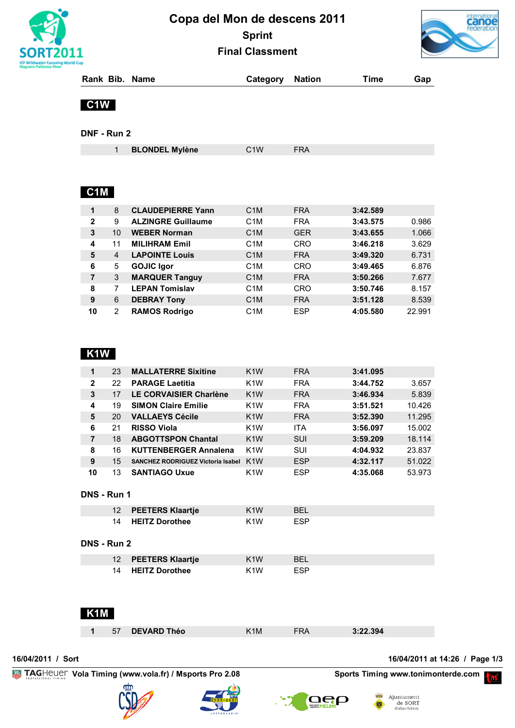# Copa del Mon de descens 2011

## Sprint

## Final Classment

### C1W

**DNF - Run 2**

| Rank | Bib. | Name | Category | Nation | Time | Gap |
|---|---|---|---|---|---|---|
| | 1 | BLONDEL Mylène | C1W | FRA | | |

### C1M

| Rank | Bib. | Name | Category | Nation | Time | Gap |
|---|---|---|---|---|---|---|
| 1 | 8 | CLAUDEPIERRE Yann | C1M | FRA | 3:42.589 | |
| 2 | 9 | ALZINGRE Guillaume | C1M | FRA | 3:43.575 | 0.986 |
| 3 | 10 | WEBER Norman | C1M | GER | 3:43.655 | 1.066 |
| 4 | 11 | MILIHRAM Emil | C1M | CRO | 3:46.218 | 3.629 |
| 5 | 4 | LAPOINTE Louis | C1M | FRA | 3:49.320 | 6.731 |
| 6 | 5 | GOJIC Igor | C1M | CRO | 3:49.465 | 6.876 |
| 7 | 3 | MARQUER Tanguy | C1M | FRA | 3:50.266 | 7.677 |
| 8 | 7 | LEPAN Tomislav | C1M | CRO | 3:50.746 | 8.157 |
| 9 | 6 | DEBRAY Tony | C1M | FRA | 3:51.128 | 8.539 |
| 10 | 2 | RAMOS Rodrigo | C1M | ESP | 4:05.580 | 22.991 |

### K1W

| Rank | Bib. | Name | Category | Nation | Time | Gap |
|---|---|---|---|---|---|---|
| 1 | 23 | MALLATERRE Sixitine | K1W | FRA | 3:41.095 | |
| 2 | 22 | PARAGE Laetitia | K1W | FRA | 3:44.752 | 3.657 |
| 3 | 17 | LE CORVAISIER Charlène | K1W | FRA | 3:46.934 | 5.839 |
| 4 | 19 | SIMON Claire Emilie | K1W | FRA | 3:51.521 | 10.426 |
| 5 | 20 | VALLAEYS Cécile | K1W | FRA | 3:52.390 | 11.295 |
| 6 | 21 | RISSO Viola | K1W | ITA | 3:56.097 | 15.002 |
| 7 | 18 | ABGOTTSPON Chantal | K1W | SUI | 3:59.209 | 18.114 |
| 8 | 16 | KUTTENBERGER Annalena | K1W | SUI | 4:04.932 | 23.837 |
| 9 | 15 | SANCHEZ RODRIGUEZ Victoria Isabel | K1W | ESP | 4:32.117 | 51.022 |
| 10 | 13 | SANTIAGO Uxue | K1W | ESP | 4:35.068 | 53.973 |

**DNS - Run 1**

| Rank | Bib. | Name | Category | Nation | Time | Gap |
|---|---|---|---|---|---|---|
| | 12 | PEETERS Klaartje | K1W | BEL | | |
| | 14 | HEITZ Dorothee | K1W | ESP | | |

**DNS - Run 2**

| Rank | Bib. | Name | Category | Nation | Time | Gap |
|---|---|---|---|---|---|---|
| | 12 | PEETERS Klaartje | K1W | BEL | | |
| | 14 | HEITZ Dorothee | K1W | ESP | | |

### K1M

| Rank | Bib. | Name | Category | Nation | Time | Gap |
|---|---|---|---|---|---|---|
| 1 | 57 | DEVARD Théo | K1M | FRA | 3:22.394 | |

16/04/2011 / Sort — 16/04/2011 at 14:26

TAGHeuer Vola Timing (www.vola.fr) / Msports Pro 2.08 — Sports Timing www.tonimonterde.com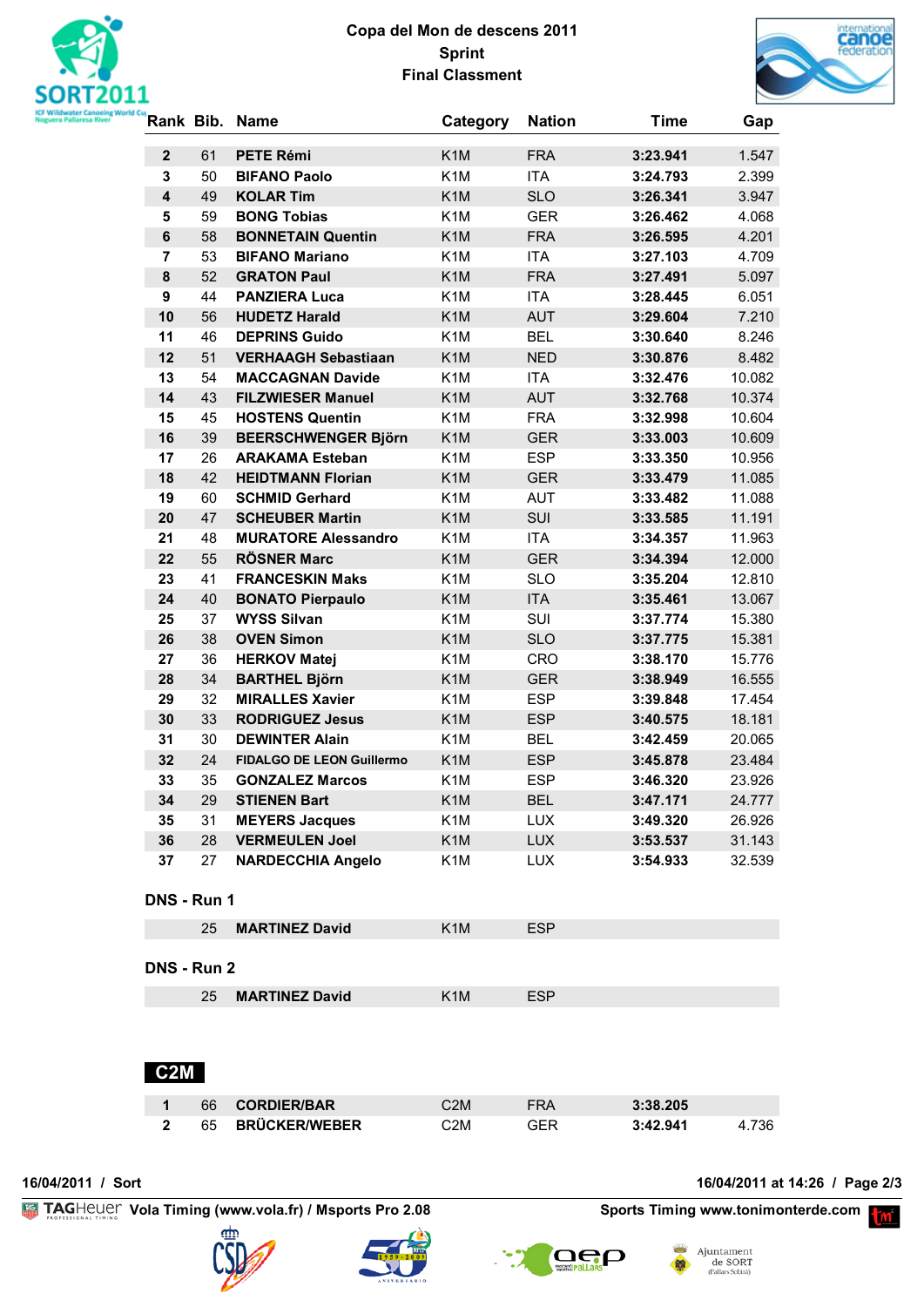# Copa del Mon de descens 2011
## Sprint
## Final Classment

| Rank | Bib. | Name | Category | Nation | Time | Gap |
|---|---|---|---|---|---|---|
| 2 | 61 | **PETE Rémi** | K1M | FRA | **3:23.941** | 1.547 |
| 3 | 50 | **BIFANO Paolo** | K1M | ITA | **3:24.793** | 2.399 |
| 4 | 49 | **KOLAR Tim** | K1M | SLO | **3:26.341** | 3.947 |
| 5 | 59 | **BONG Tobias** | K1M | GER | **3:26.462** | 4.068 |
| 6 | 58 | **BONNETAIN Quentin** | K1M | FRA | **3:26.595** | 4.201 |
| 7 | 53 | **BIFANO Mariano** | K1M | ITA | **3:27.103** | 4.709 |
| 8 | 52 | **GRATON Paul** | K1M | FRA | **3:27.491** | 5.097 |
| 9 | 44 | **PANZIERA Luca** | K1M | ITA | **3:28.445** | 6.051 |
| 10 | 56 | **HUDETZ Harald** | K1M | AUT | **3:29.604** | 7.210 |
| 11 | 46 | **DEPRINS Guido** | K1M | BEL | **3:30.640** | 8.246 |
| 12 | 51 | **VERHAAGH Sebastiaan** | K1M | NED | **3:30.876** | 8.482 |
| 13 | 54 | **MACCAGNAN Davide** | K1M | ITA | **3:32.476** | 10.082 |
| 14 | 43 | **FILZWIESER Manuel** | K1M | AUT | **3:32.768** | 10.374 |
| 15 | 45 | **HOSTENS Quentin** | K1M | FRA | **3:32.998** | 10.604 |
| 16 | 39 | **BEERSCHWENGER Björn** | K1M | GER | **3:33.003** | 10.609 |
| 17 | 26 | **ARAKAMA Esteban** | K1M | ESP | **3:33.350** | 10.956 |
| 18 | 42 | **HEIDTMANN Florian** | K1M | GER | **3:33.479** | 11.085 |
| 19 | 60 | **SCHMID Gerhard** | K1M | AUT | **3:33.482** | 11.088 |
| 20 | 47 | **SCHEUBER Martin** | K1M | SUI | **3:33.585** | 11.191 |
| 21 | 48 | **MURATORE Alessandro** | K1M | ITA | **3:34.357** | 11.963 |
| 22 | 55 | **RÖSNER Marc** | K1M | GER | **3:34.394** | 12.000 |
| 23 | 41 | **FRANCESKIN Maks** | K1M | SLO | **3:35.204** | 12.810 |
| 24 | 40 | **BONATO Pierpaulo** | K1M | ITA | **3:35.461** | 13.067 |
| 25 | 37 | **WYSS Silvan** | K1M | SUI | **3:37.774** | 15.380 |
| 26 | 38 | **OVEN Simon** | K1M | SLO | **3:37.775** | 15.381 |
| 27 | 36 | **HERKOV Matej** | K1M | CRO | **3:38.170** | 15.776 |
| 28 | 34 | **BARTHEL Björn** | K1M | GER | **3:38.949** | 16.555 |
| 29 | 32 | **MIRALLES Xavier** | K1M | ESP | **3:39.848** | 17.454 |
| 30 | 33 | **RODRIGUEZ Jesus** | K1M | ESP | **3:40.575** | 18.181 |
| 31 | 30 | **DEWINTER Alain** | K1M | BEL | **3:42.459** | 20.065 |
| 32 | 24 | **FIDALGO DE LEON Guillermo** | K1M | ESP | **3:45.878** | 23.484 |
| 33 | 35 | **GONZALEZ Marcos** | K1M | ESP | **3:46.320** | 23.926 |
| 34 | 29 | **STIENEN Bart** | K1M | BEL | **3:47.171** | 24.777 |
| 35 | 31 | **MEYERS Jacques** | K1M | LUX | **3:49.320** | 26.926 |
| 36 | 28 | **VERMEULEN Joel** | K1M | LUX | **3:53.537** | 31.143 |
| 37 | 27 | **NARDECCHIA Angelo** | K1M | LUX | **3:54.933** | 32.539 |

### DNS - Run 1

| Rank | Bib. | Name | Category | Nation | Time | Gap |
|---|---|---|---|---|---|---|
| | 25 | **MARTINEZ David** | K1M | ESP | | |

### DNS - Run 2

| Rank | Bib. | Name | Category | Nation | Time | Gap |
|---|---|---|---|---|---|---|
| | 25 | **MARTINEZ David** | K1M | ESP | | |

## C2M

| Rank | Bib. | Name | Category | Nation | Time | Gap |
|---|---|---|---|---|---|---|
| 1 | 66 | **CORDIER/BAR** | C2M | FRA | **3:38.205** | |
| 2 | 65 | **BRÜCKER/WEBER** | C2M | GER | **3:42.941** | 4.736 |

16/04/2011 / Sort — 16/04/2011 at 14:26

TAGHeuer Vola Timing (www.vola.fr) / Msports Pro 2.08 — Sports Timing www.tonimonterde.com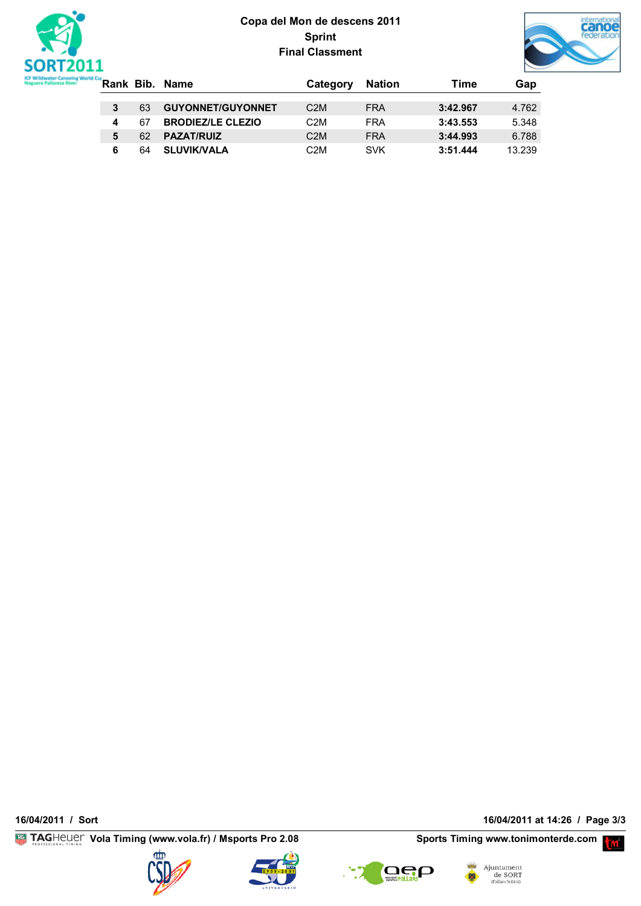**Copa del Mon de descens 2011**
**Sprint**
**Final Classment**

| Rank | Bib. | Name | Category | Nation | Time | Gap |
|---|---|---|---|---|---|---|
| **3** | 63 | **GUYONNET/GUYONNET** | C2M | FRA | **3:42.967** | 4.762 |
| **4** | 67 | **BRODIEZ/LE CLEZIO** | C2M | FRA | **3:43.553** | 5.348 |
| **5** | 62 | **PAZAT/RUIZ** | C2M | FRA | **3:44.993** | 6.788 |
| **6** | 64 | **SLUVIK/VALA** | C2M | SVK | **3:51.444** | 13.239 |

**16/04/2011 / Sort** **16/04/2011 at 14:26**

**Vola Timing (www.vola.fr) / Msports Pro 2.08** **Sports Timing www.tonimonterde.com**